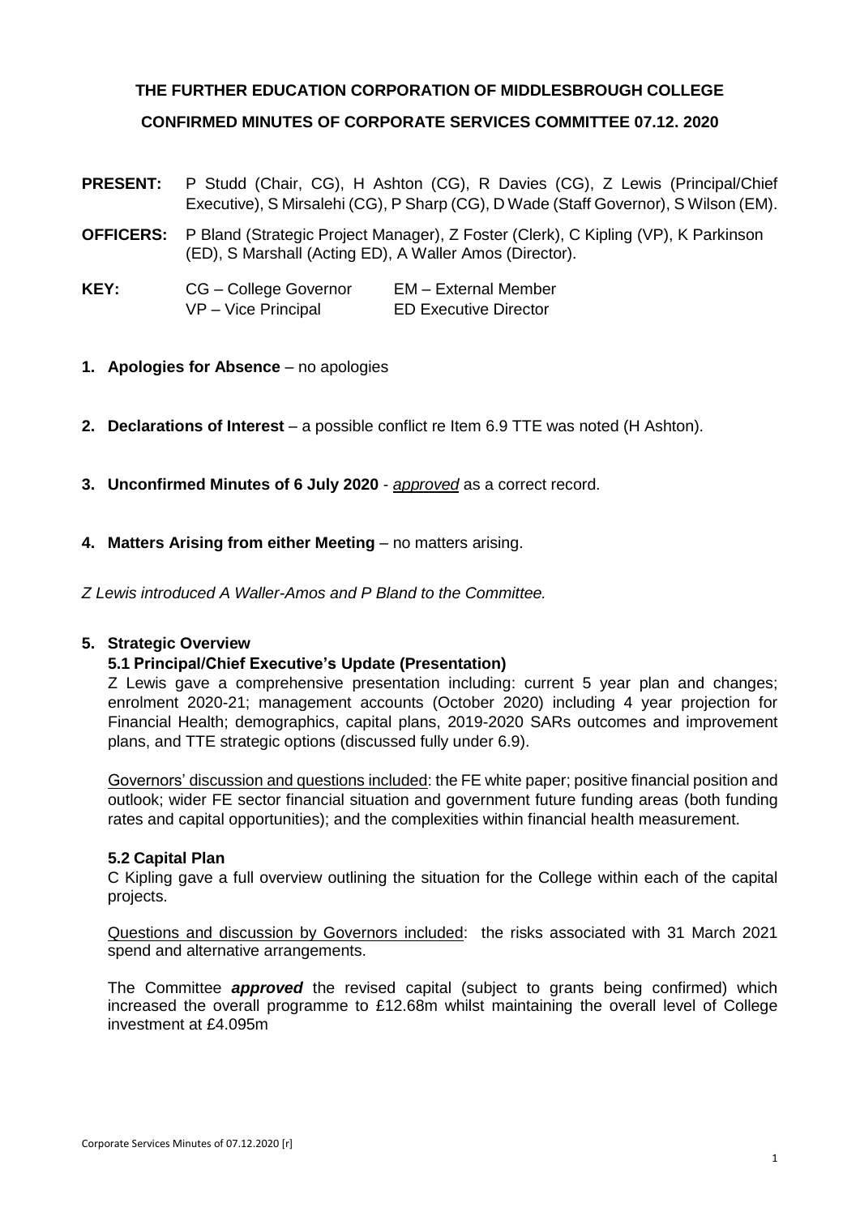# THE FURTHER EDUCATION CORPORATION OF MIDDLESBROUGH COLLEGE

## CONFIRMED MINUTES OF CORPORATE SERVICES COMMITTEE 07.12. 2020

**PRESENT:** P Studd (Chair, CG), H Ashton (CG), R Davies (CG), Z Lewis (Principal/Chief Executive), S Mirsalehi (CG), P Sharp (CG), D Wade (Staff Governor), S Wilson (EM).

**OFFICERS:** P Bland (Strategic Project Manager), Z Foster (Clerk), C Kipling (VP), K Parkinson (ED), S Marshall (Acting ED), A Waller Amos (Director).

| **KEY:** | | |
|---|---|---|
| | CG – College Governor | EM – External Member |
| | VP – Vice Principal | ED Executive Director |

1. **Apologies for Absence** – no apologies

2. **Declarations of Interest** – a possible conflict re Item 6.9 TTE was noted (H Ashton).

3. **Unconfirmed Minutes of 6 July 2020** - *approved* as a correct record.

4. **Matters Arising from either Meeting** – no matters arising.

*Z Lewis introduced A Waller-Amos and P Bland to the Committee.*

5. **Strategic Overview**

**5.1 Principal/Chief Executive's Update (Presentation)**

Z Lewis gave a comprehensive presentation including: current 5 year plan and changes; enrolment 2020-21; management accounts (October 2020) including 4 year projection for Financial Health; demographics, capital plans, 2019-2020 SARs outcomes and improvement plans, and TTE strategic options (discussed fully under 6.9).

Governors' discussion and questions included: the FE white paper; positive financial position and outlook; wider FE sector financial situation and government future funding areas (both funding rates and capital opportunities); and the complexities within financial health measurement.

**5.2 Capital Plan**

C Kipling gave a full overview outlining the situation for the College within each of the capital projects.

Questions and discussion by Governors included: the risks associated with 31 March 2021 spend and alternative arrangements.

The Committee ***approved*** the revised capital (subject to grants being confirmed) which increased the overall programme to £12.68m whilst maintaining the overall level of College investment at £4.095m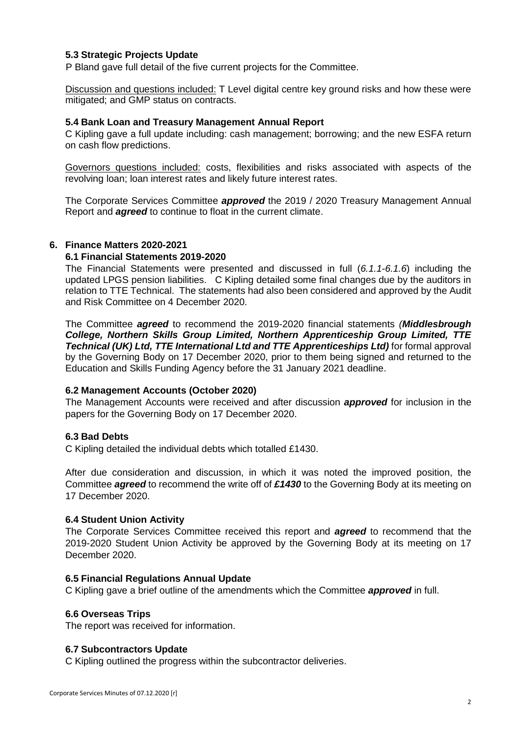### 5.3 Strategic Projects Update

P Bland gave full detail of the five current projects for the Committee.

Discussion and questions included: T Level digital centre key ground risks and how these were mitigated; and GMP status on contracts.

### 5.4 Bank Loan and Treasury Management Annual Report

C Kipling gave a full update including: cash management; borrowing; and the new ESFA return on cash flow predictions.

Governors questions included: costs, flexibilities and risks associated with aspects of the revolving loan; loan interest rates and likely future interest rates.

The Corporate Services Committee ***approved*** the 2019 / 2020 Treasury Management Annual Report and ***agreed*** to continue to float in the current climate.

## 6. Finance Matters 2020-2021

### 6.1 Financial Statements 2019-2020

The Financial Statements were presented and discussed in full (*6.1.1-6.1.6*) including the updated LPGS pension liabilities. C Kipling detailed some final changes due by the auditors in relation to TTE Technical. The statements had also been considered and approved by the Audit and Risk Committee on 4 December 2020.

The Committee ***agreed*** to recommend the 2019-2020 financial statements *(**Middlesbrough College, Northern Skills Group Limited, Northern Apprenticeship Group Limited, TTE Technical (UK) Ltd, TTE International Ltd and TTE Apprenticeships Ltd)*** for formal approval by the Governing Body on 17 December 2020, prior to them being signed and returned to the Education and Skills Funding Agency before the 31 January 2021 deadline.

### 6.2 Management Accounts (October 2020)

The Management Accounts were received and after discussion ***approved*** for inclusion in the papers for the Governing Body on 17 December 2020.

### 6.3 Bad Debts

C Kipling detailed the individual debts which totalled £1430.

After due consideration and discussion, in which it was noted the improved position, the Committee ***agreed*** to recommend the write off of ***£1430*** to the Governing Body at its meeting on 17 December 2020.

### 6.4 Student Union Activity

The Corporate Services Committee received this report and ***agreed*** to recommend that the 2019-2020 Student Union Activity be approved by the Governing Body at its meeting on 17 December 2020.

### 6.5 Financial Regulations Annual Update

C Kipling gave a brief outline of the amendments which the Committee ***approved*** in full.

### 6.6 Overseas Trips

The report was received for information.

### 6.7 Subcontractors Update

C Kipling outlined the progress within the subcontractor deliveries.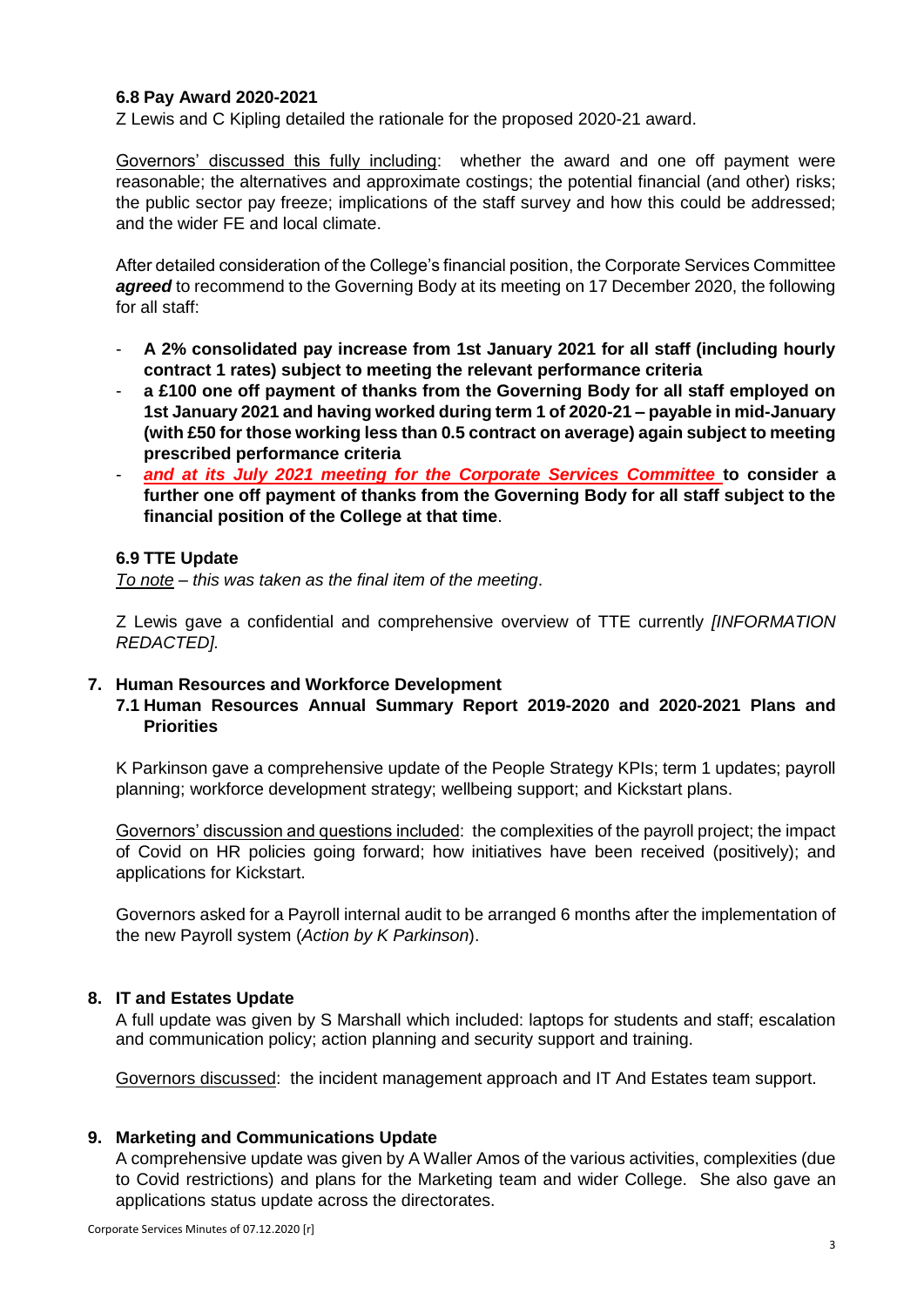### 6.8 Pay Award 2020-2021

Z Lewis and C Kipling detailed the rationale for the proposed 2020-21 award.

Governors' discussed this fully including: whether the award and one off payment were reasonable; the alternatives and approximate costings; the potential financial (and other) risks; the public sector pay freeze; implications of the staff survey and how this could be addressed; and the wider FE and local climate.

After detailed consideration of the College's financial position, the Corporate Services Committee ***agreed*** to recommend to the Governing Body at its meeting on 17 December 2020, the following for all staff:

- **A 2% consolidated pay increase from 1st January 2021 for all staff (including hourly contract 1 rates) subject to meeting the relevant performance criteria**
- **a £100 one off payment of thanks from the Governing Body for all staff employed on 1st January 2021 and having worked during term 1 of 2020-21 – payable in mid-January (with £50 for those working less than 0.5 contract on average) again subject to meeting prescribed performance criteria**
- ***and at its July 2021 meeting for the Corporate Services Committee*** **to consider a further one off payment of thanks from the Governing Body for all staff subject to the financial position of the College at that time**.

### 6.9 TTE Update

*To note – this was taken as the final item of the meeting*.

Z Lewis gave a confidential and comprehensive overview of TTE currently *[INFORMATION REDACTED].*

## 7. Human Resources and Workforce Development

### 7.1 Human Resources Annual Summary Report 2019-2020 and 2020-2021 Plans and Priorities

K Parkinson gave a comprehensive update of the People Strategy KPIs; term 1 updates; payroll planning; workforce development strategy; wellbeing support; and Kickstart plans.

Governors' discussion and questions included: the complexities of the payroll project; the impact of Covid on HR policies going forward; how initiatives have been received (positively); and applications for Kickstart.

Governors asked for a Payroll internal audit to be arranged 6 months after the implementation of the new Payroll system (*Action by K Parkinson*).

## 8. IT and Estates Update

A full update was given by S Marshall which included: laptops for students and staff; escalation and communication policy; action planning and security support and training.

Governors discussed: the incident management approach and IT And Estates team support.

## 9. Marketing and Communications Update

A comprehensive update was given by A Waller Amos of the various activities, complexities (due to Covid restrictions) and plans for the Marketing team and wider College. She also gave an applications status update across the directorates.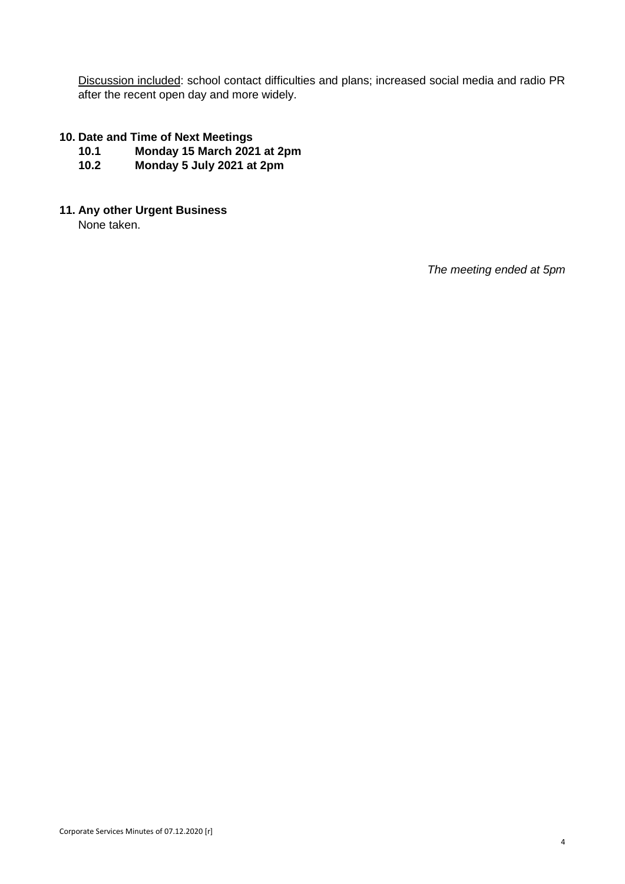Discussion included: school contact difficulties and plans; increased social media and radio PR after the recent open day and more widely.

**10. Date and Time of Next Meetings**

**10.1 Monday 15 March 2021 at 2pm**

**10.2 Monday 5 July 2021 at 2pm**

**11. Any other Urgent Business**

None taken.

*The meeting ended at 5pm*